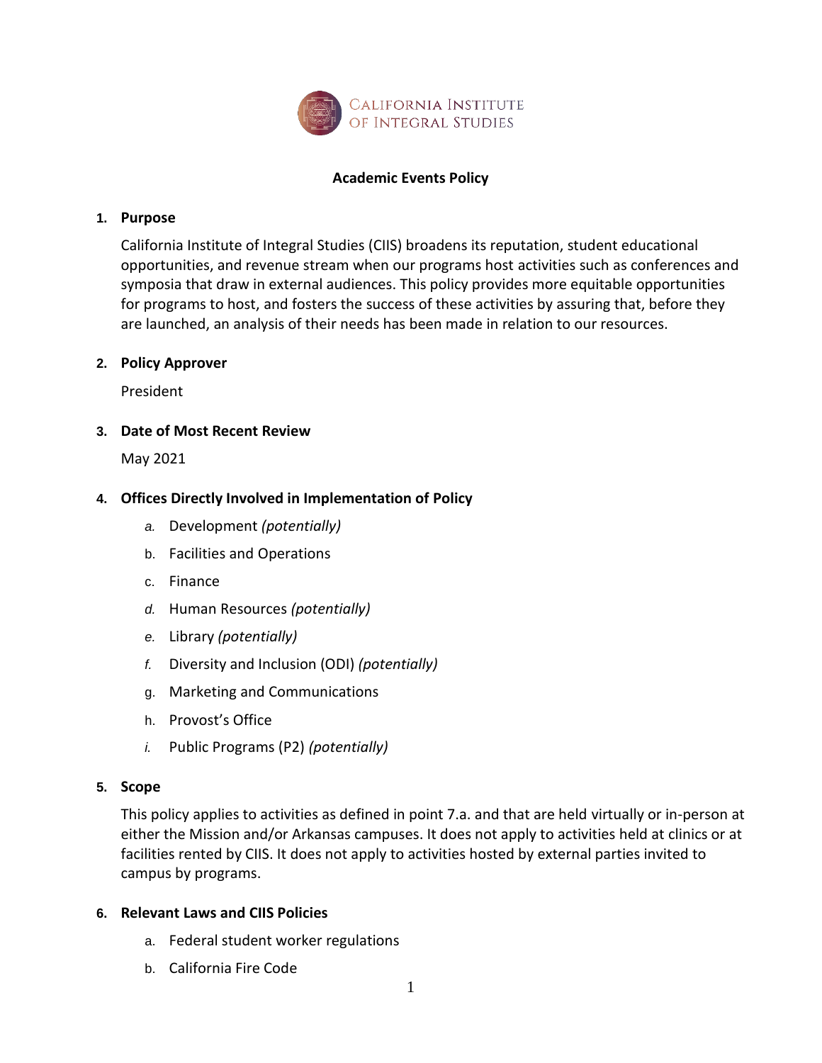California Institute of Integral Studies

# Academic Events Policy

## 1. Purpose

California Institute of Integral Studies (CIIS) broadens its reputation, student educational opportunities, and revenue stream when our programs host activities such as conferences and symposia that draw in external audiences. This policy provides more equitable opportunities for programs to host, and fosters the success of these activities by assuring that, before they are launched, an analysis of their needs has been made in relation to our resources.

## 2. Policy Approver

President

## 3. Date of Most Recent Review

May 2021

## 4. Offices Directly Involved in Implementation of Policy

a. Development *(potentially)*

b. Facilities and Operations

c. Finance

d. Human Resources *(potentially)*

e. Library *(potentially)*

f. Diversity and Inclusion (ODI) *(potentially)*

g. Marketing and Communications

h. Provost's Office

i. Public Programs (P2) *(potentially)*

## 5. Scope

This policy applies to activities as defined in point 7.a. and that are held virtually or in-person at either the Mission and/or Arkansas campuses. It does not apply to activities held at clinics or at facilities rented by CIIS. It does not apply to activities hosted by external parties invited to campus by programs.

## 6. Relevant Laws and CIIS Policies

a. Federal student worker regulations

b. California Fire Code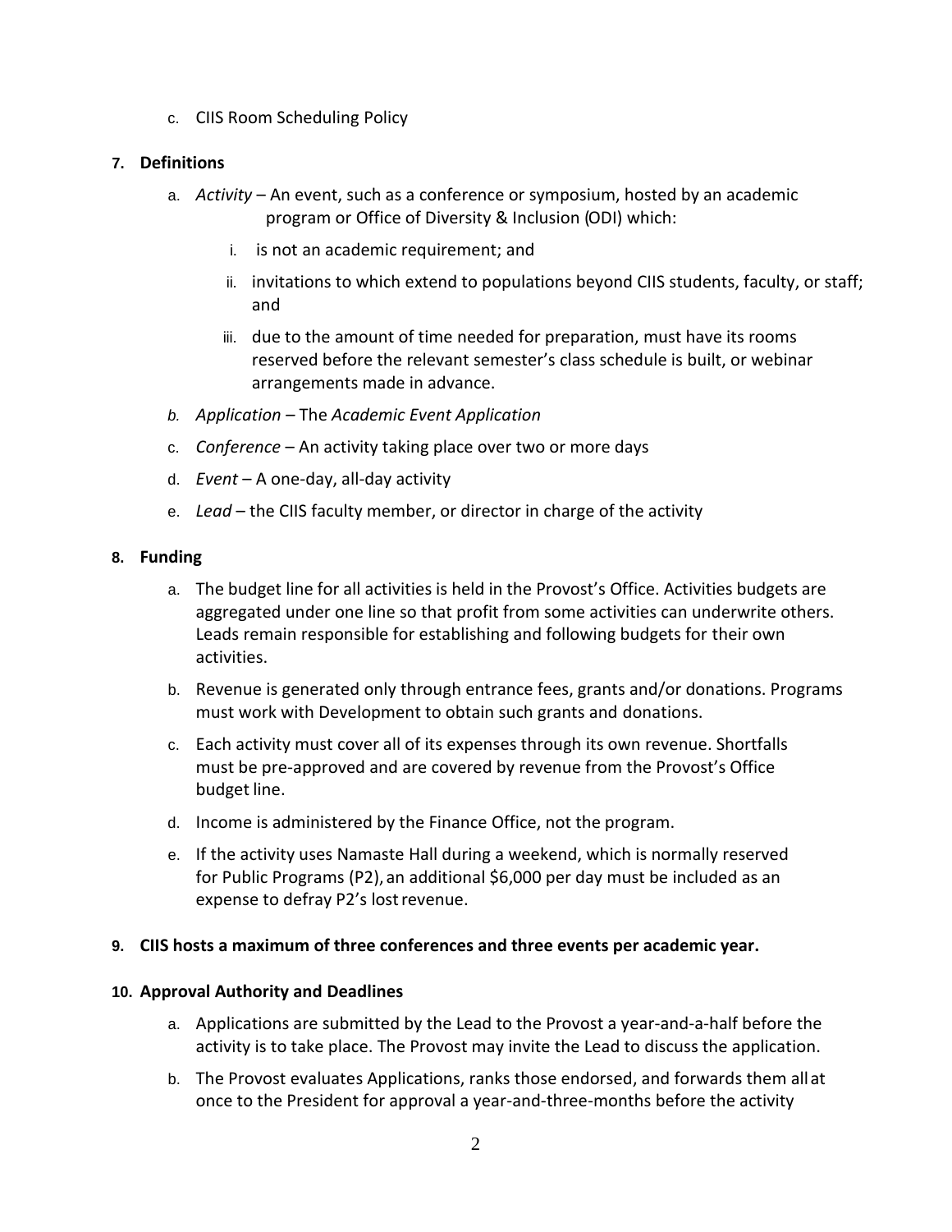c. CIIS Room Scheduling Policy

**7. Definitions**

a. *Activity* – An event, such as a conference or symposium, hosted by an academic program or Office of Diversity & Inclusion (ODI) which:

   i. is not an academic requirement; and

   ii. invitations to which extend to populations beyond CIIS students, faculty, or staff; and

   iii. due to the amount of time needed for preparation, must have its rooms reserved before the relevant semester's class schedule is built, or webinar arrangements made in advance.

*b. Application* – The *Academic Event Application*

c. *Conference* – An activity taking place over two or more days

d. *Event* – A one-day, all-day activity

e. *Lead* – the CIIS faculty member, or director in charge of the activity

**8. Funding**

a. The budget line for all activities is held in the Provost's Office. Activities budgets are aggregated under one line so that profit from some activities can underwrite others. Leads remain responsible for establishing and following budgets for their own activities.

b. Revenue is generated only through entrance fees, grants and/or donations. Programs must work with Development to obtain such grants and donations.

c. Each activity must cover all of its expenses through its own revenue. Shortfalls must be pre-approved and are covered by revenue from the Provost's Office budget line.

d. Income is administered by the Finance Office, not the program.

e. If the activity uses Namaste Hall during a weekend, which is normally reserved for Public Programs (P2), an additional $6,000 per day must be included as an expense to defray P2's lost revenue.

**9. CIIS hosts a maximum of three conferences and three events per academic year.**

**10. Approval Authority and Deadlines**

a. Applications are submitted by the Lead to the Provost a year-and-a-half before the activity is to take place. The Provost may invite the Lead to discuss the application.

b. The Provost evaluates Applications, ranks those endorsed, and forwards them all at once to the President for approval a year-and-three-months before the activity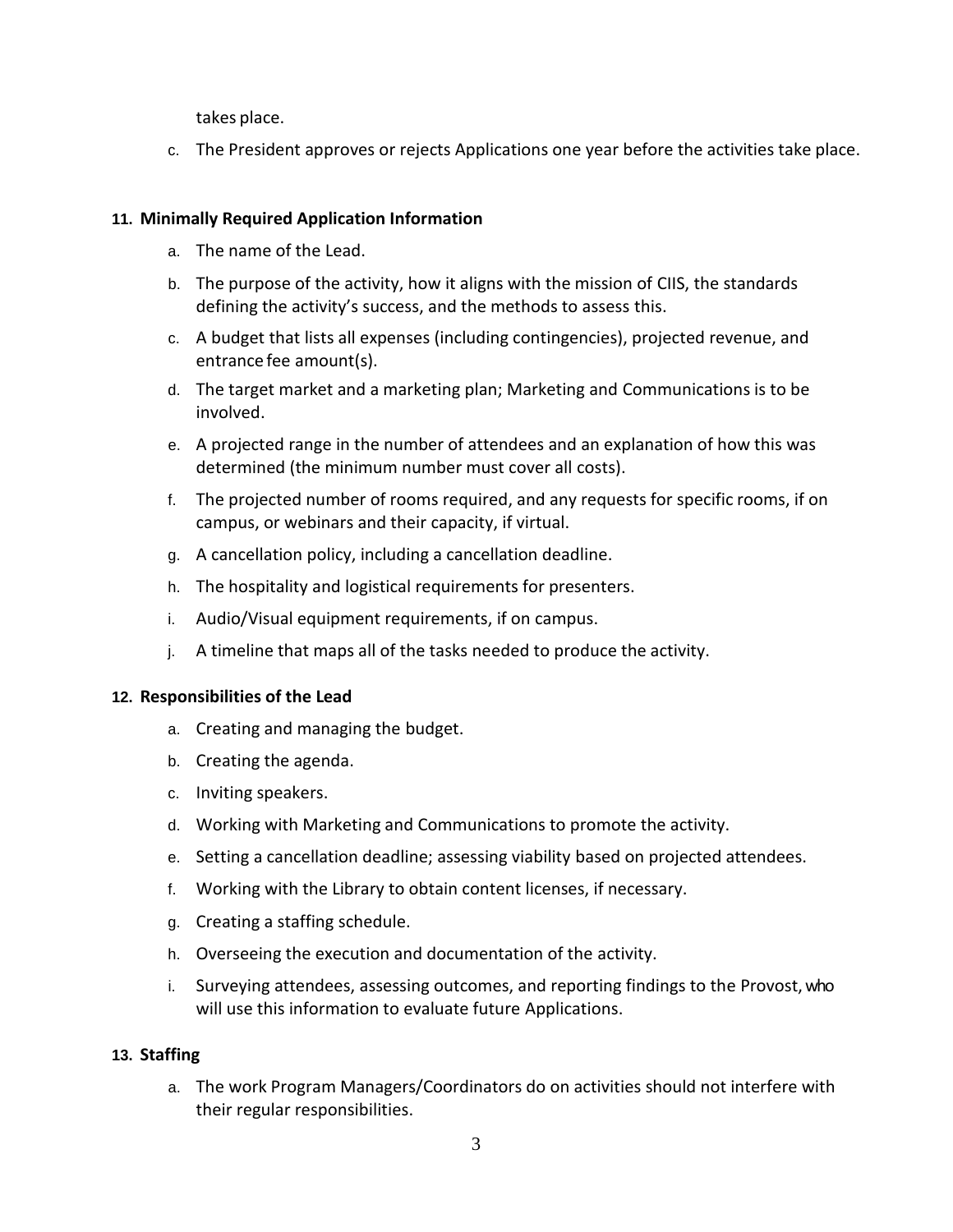takes place.

c. The President approves or rejects Applications one year before the activities take place.

## 11. Minimally Required Application Information

a. The name of the Lead.

b. The purpose of the activity, how it aligns with the mission of CIIS, the standards defining the activity's success, and the methods to assess this.

c. A budget that lists all expenses (including contingencies), projected revenue, and entrance fee amount(s).

d. The target market and a marketing plan; Marketing and Communications is to be involved.

e. A projected range in the number of attendees and an explanation of how this was determined (the minimum number must cover all costs).

f. The projected number of rooms required, and any requests for specific rooms, if on campus, or webinars and their capacity, if virtual.

g. A cancellation policy, including a cancellation deadline.

h. The hospitality and logistical requirements for presenters.

i. Audio/Visual equipment requirements, if on campus.

j. A timeline that maps all of the tasks needed to produce the activity.

## 12. Responsibilities of the Lead

a. Creating and managing the budget.

b. Creating the agenda.

c. Inviting speakers.

d. Working with Marketing and Communications to promote the activity.

e. Setting a cancellation deadline; assessing viability based on projected attendees.

f. Working with the Library to obtain content licenses, if necessary.

g. Creating a staffing schedule.

h. Overseeing the execution and documentation of the activity.

i. Surveying attendees, assessing outcomes, and reporting findings to the Provost, who will use this information to evaluate future Applications.

## 13. Staffing

a. The work Program Managers/Coordinators do on activities should not interfere with their regular responsibilities.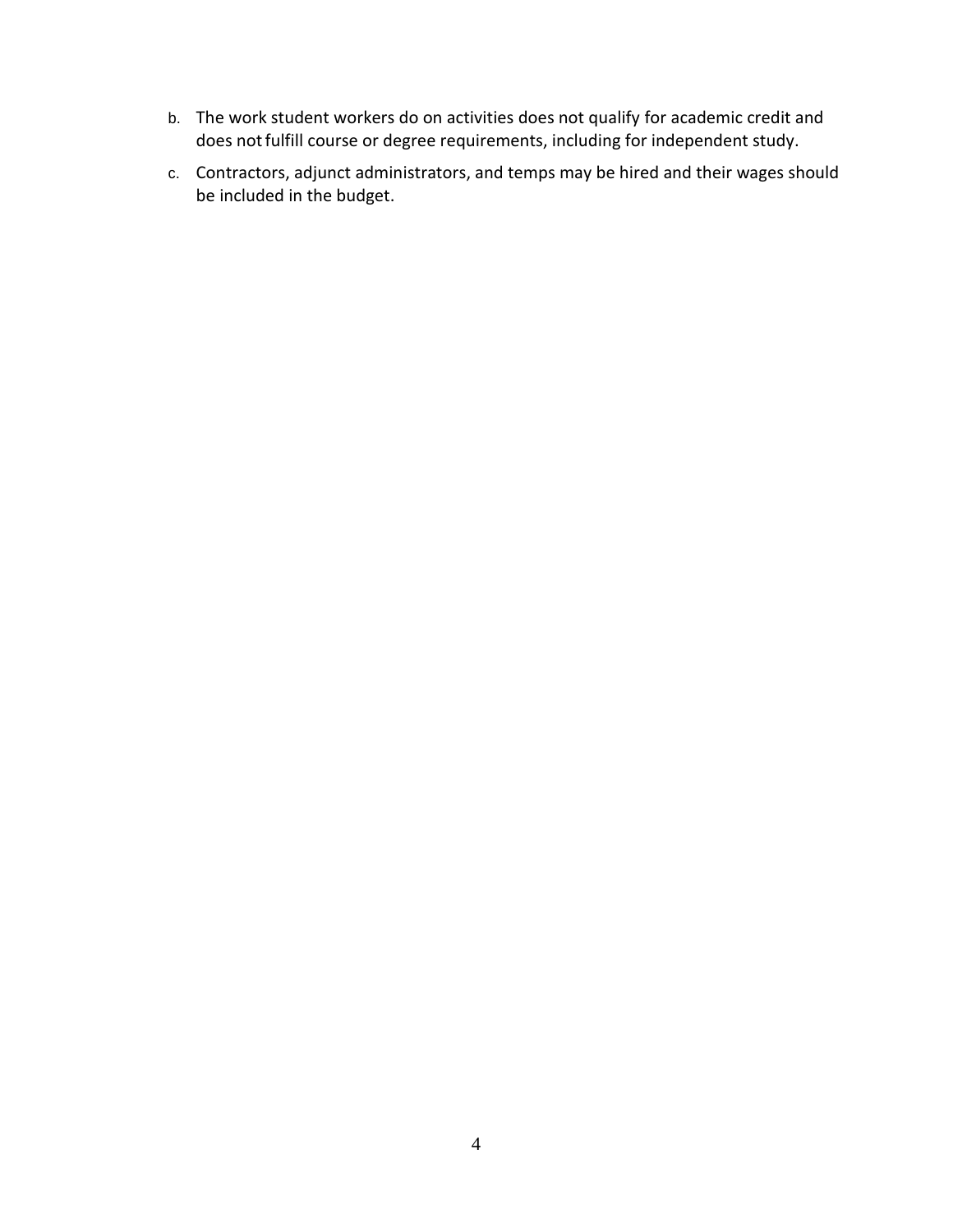b. The work student workers do on activities does not qualify for academic credit and does not fulfill course or degree requirements, including for independent study.

c. Contractors, adjunct administrators, and temps may be hired and their wages should be included in the budget.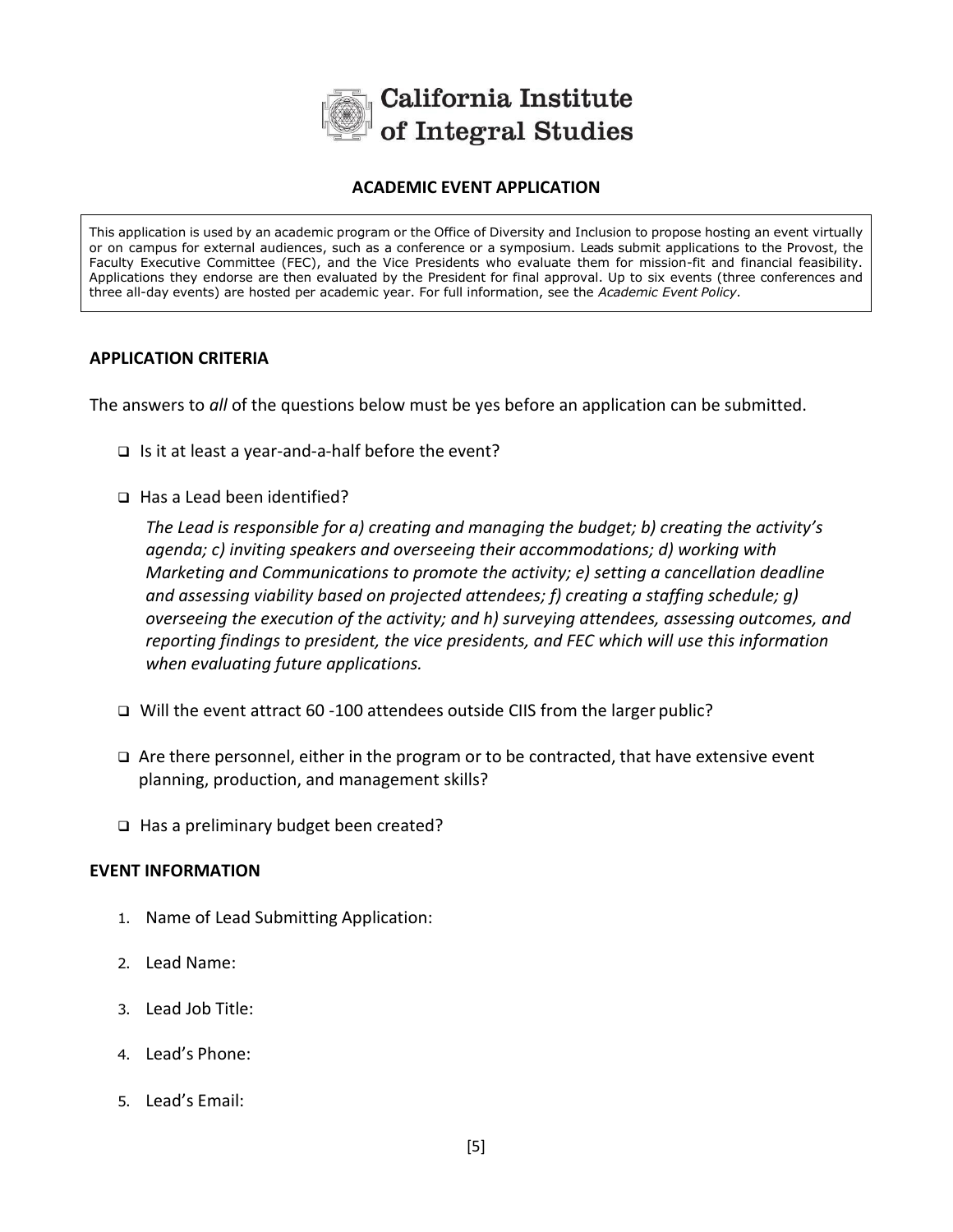California Institute of Integral Studies

## ACADEMIC EVENT APPLICATION

This application is used by an academic program or the Office of Diversity and Inclusion to propose hosting an event virtually or on campus for external audiences, such as a conference or a symposium. Leads submit applications to the Provost, the Faculty Executive Committee (FEC), and the Vice Presidents who evaluate them for mission-fit and financial feasibility. Applications they endorse are then evaluated by the President for final approval. Up to six events (three conferences and three all-day events) are hosted per academic year. For full information, see the *Academic Event Policy*.

### APPLICATION CRITERIA

The answers to *all* of the questions below must be yes before an application can be submitted.

- ❑ Is it at least a year-and-a-half before the event?
- ❑ Has a Lead been identified?

  *The Lead is responsible for a) creating and managing the budget; b) creating the activity's agenda; c) inviting speakers and overseeing their accommodations; d) working with Marketing and Communications to promote the activity; e) setting a cancellation deadline and assessing viability based on projected attendees; f) creating a staffing schedule; g) overseeing the execution of the activity; and h) surveying attendees, assessing outcomes, and reporting findings to president, the vice presidents, and FEC which will use this information when evaluating future applications.*

- ❑ Will the event attract 60 -100 attendees outside CIIS from the larger public?
- ❑ Are there personnel, either in the program or to be contracted, that have extensive event planning, production, and management skills?
- ❑ Has a preliminary budget been created?

### EVENT INFORMATION

1. Name of Lead Submitting Application:
2. Lead Name:
3. Lead Job Title:
4. Lead's Phone:
5. Lead's Email: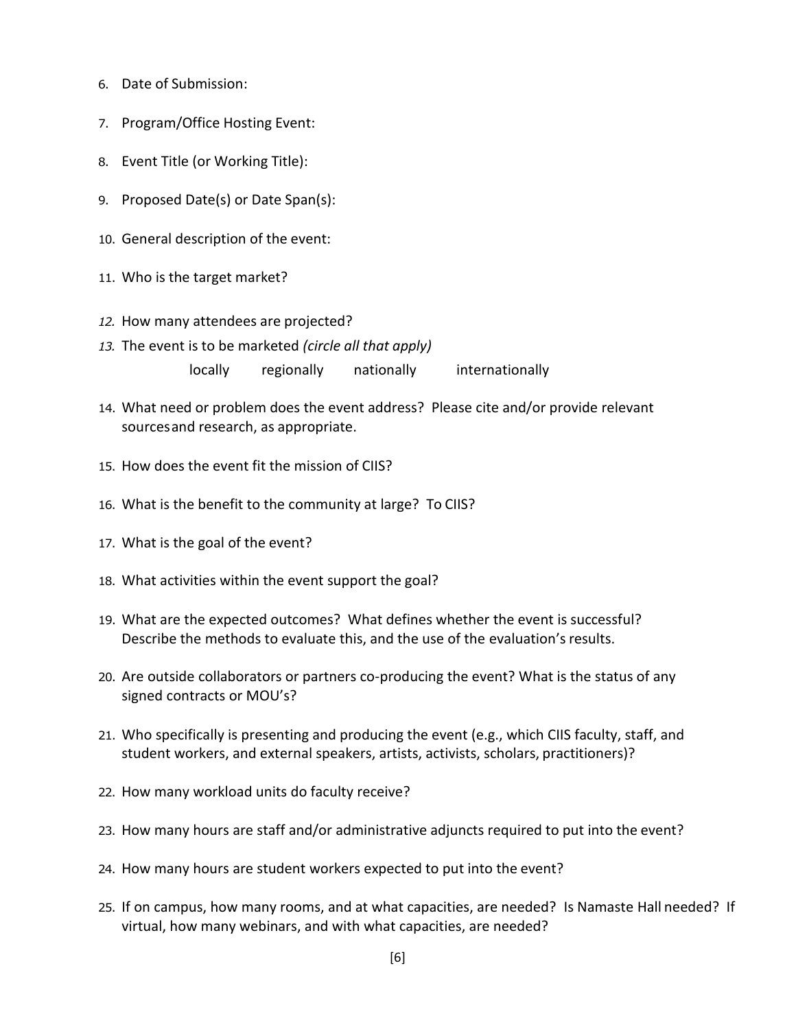6. Date of Submission:

7. Program/Office Hosting Event:

8. Event Title (or Working Title):

9. Proposed Date(s) or Date Span(s):

10. General description of the event:

11. Who is the target market?

12. How many attendees are projected?

13. The event is to be marketed *(circle all that apply)*

    locally regionally nationally internationally

14. What need or problem does the event address? Please cite and/or provide relevant sources and research, as appropriate.

15. How does the event fit the mission of CIIS?

16. What is the benefit to the community at large? To CIIS?

17. What is the goal of the event?

18. What activities within the event support the goal?

19. What are the expected outcomes? What defines whether the event is successful? Describe the methods to evaluate this, and the use of the evaluation's results.

20. Are outside collaborators or partners co-producing the event? What is the status of any signed contracts or MOU's?

21. Who specifically is presenting and producing the event (e.g., which CIIS faculty, staff, and student workers, and external speakers, artists, activists, scholars, practitioners)?

22. How many workload units do faculty receive?

23. How many hours are staff and/or administrative adjuncts required to put into the event?

24. How many hours are student workers expected to put into the event?

25. If on campus, how many rooms, and at what capacities, are needed? Is Namaste Hall needed? If virtual, how many webinars, and with what capacities, are needed?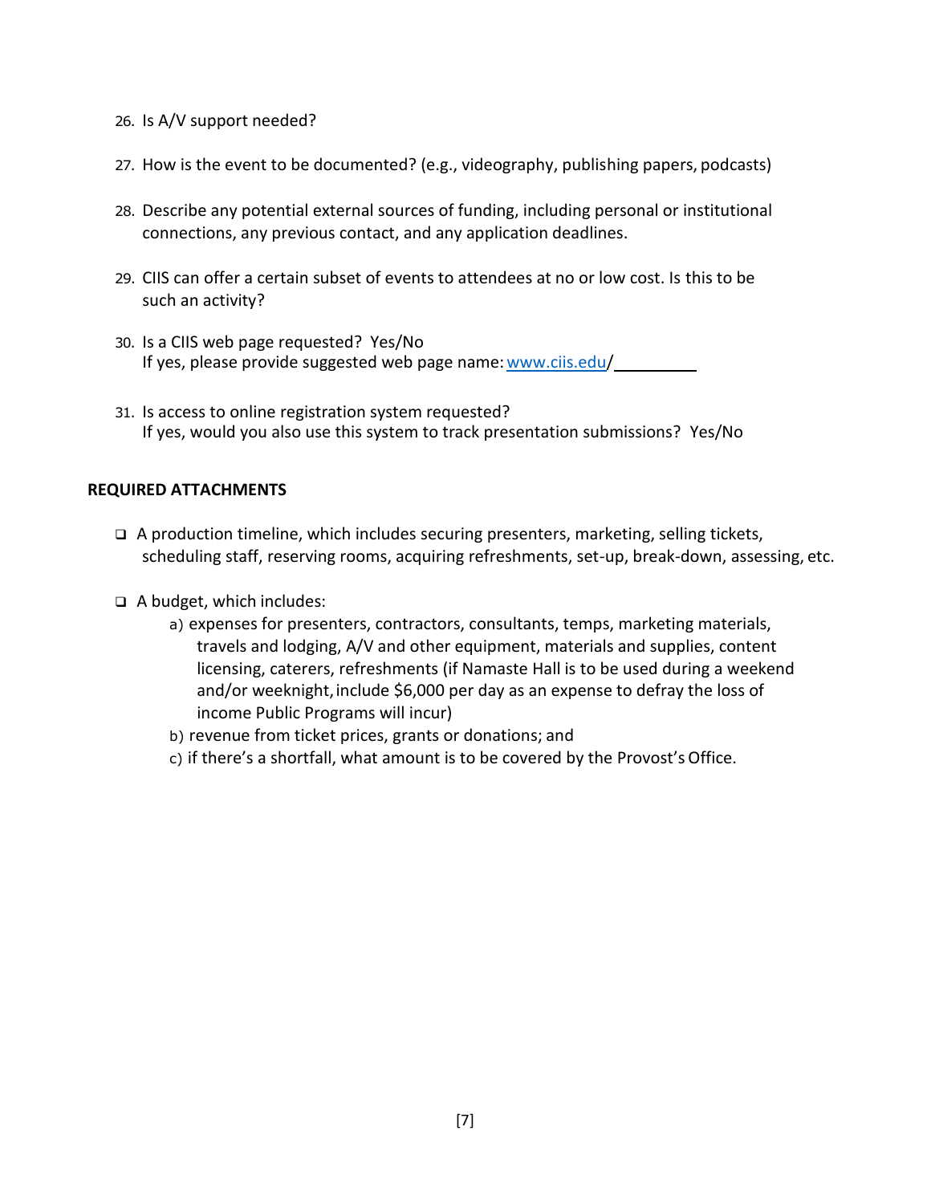26. Is A/V support needed?

27. How is the event to be documented? (e.g., videography, publishing papers, podcasts)

28. Describe any potential external sources of funding, including personal or institutional connections, any previous contact, and any application deadlines.

29. CIIS can offer a certain subset of events to attendees at no or low cost. Is this to be such an activity?

30. Is a CIIS web page requested? Yes/No
    If yes, please provide suggested web page name: www.ciis.edu/__________

31. Is access to online registration system requested?
    If yes, would you also use this system to track presentation submissions? Yes/No

**REQUIRED ATTACHMENTS**

- ❑ A production timeline, which includes securing presenters, marketing, selling tickets, scheduling staff, reserving rooms, acquiring refreshments, set-up, break-down, assessing, etc.

- ❑ A budget, which includes:
    - a) expenses for presenters, contractors, consultants, temps, marketing materials, travels and lodging, A/V and other equipment, materials and supplies, content licensing, caterers, refreshments (if Namaste Hall is to be used during a weekend and/or weeknight, include $6,000 per day as an expense to defray the loss of income Public Programs will incur)
    - b) revenue from ticket prices, grants or donations; and
    - c) if there's a shortfall, what amount is to be covered by the Provost's Office.